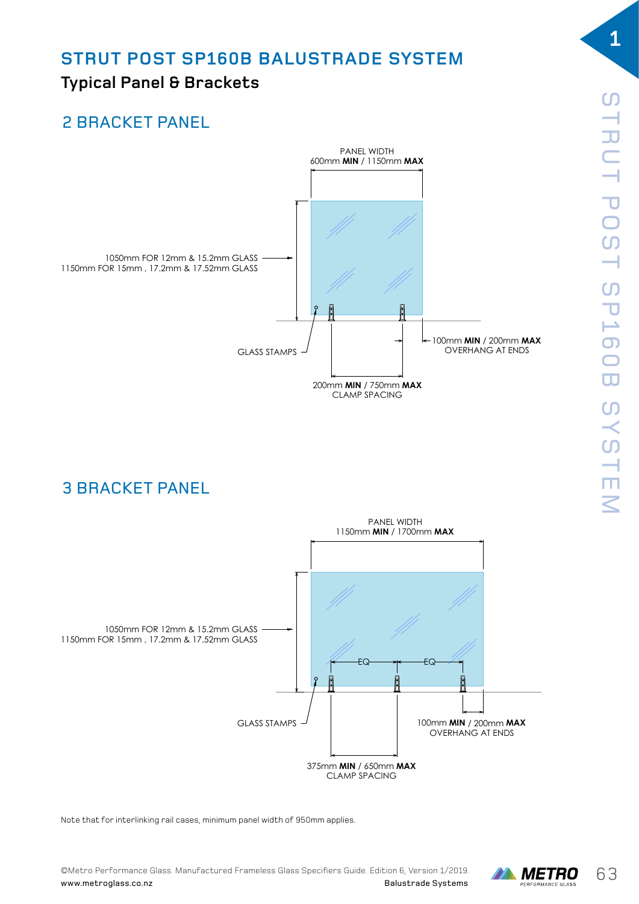# STRUT POST SP160B BALUSTRADE SYSTEM

## Typical Panel & Brackets

### 2 BRACKET PANEL

PANEL WIDTH
600mm **MIN** / 1150mm **MAX**

1050mm FOR 12mm & 15.2mm GLASS
1150mm FOR 15mm , 17.2mm & 17.52mm GLASS

GLASS STAMPS

100mm **MIN** / 200mm **MAX**
OVERHANG AT ENDS

200mm **MIN** / 750mm **MAX**
CLAMP SPACING

### 3 BRACKET PANEL

PANEL WIDTH
1150mm **MIN** / 1700mm **MAX**

1050mm FOR 12mm & 15.2mm GLASS
1150mm FOR 15mm , 17.2mm & 17.52mm GLASS

EQ EQ

GLASS STAMPS

100mm **MIN** / 200mm **MAX**
OVERHANG AT ENDS

375mm **MIN** / 650mm **MAX**
CLAMP SPACING

Note that for interlinking rail cases, minimum panel width of 950mm applies.

©Metro Performance Glass. Manufactured Frameless Glass Specifiers Guide. Edition 6, Version 1/2019.
www.metroglass.co.nz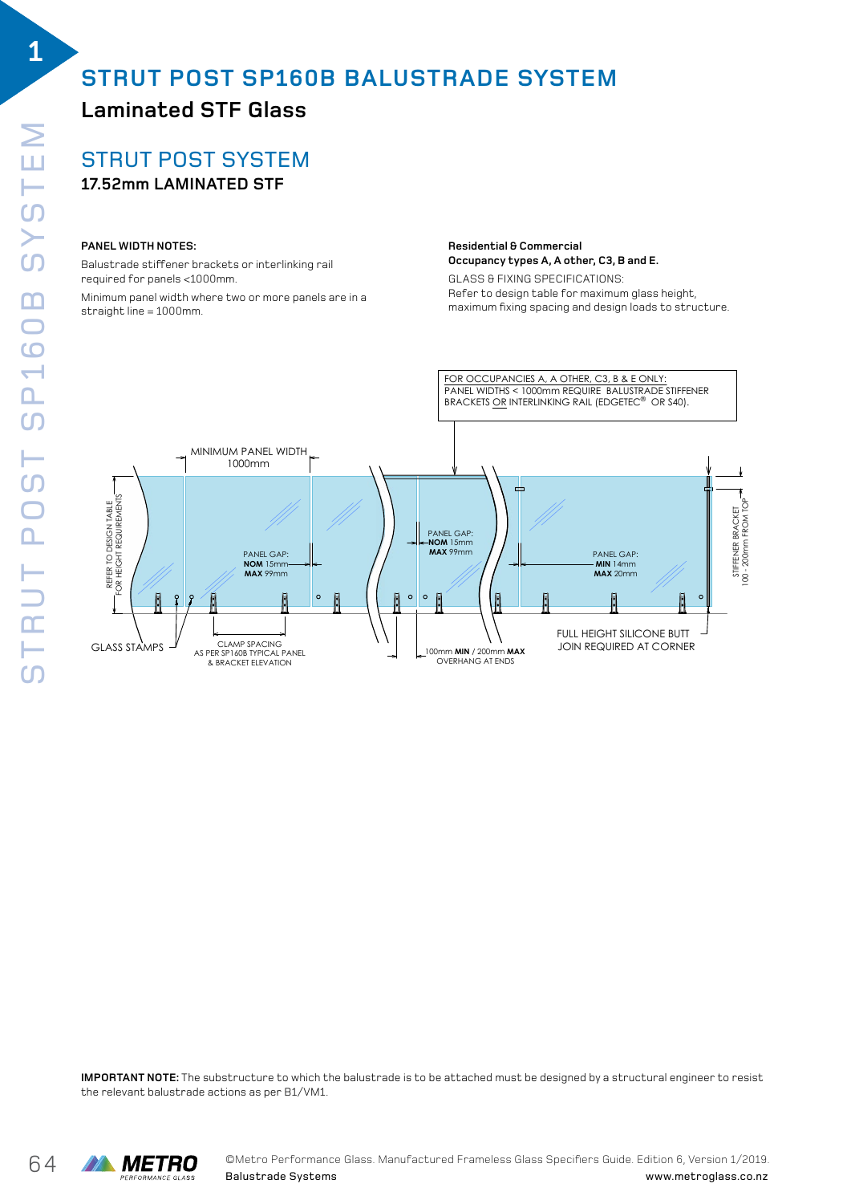# STRUT POST SP160B BALUSTRADE SYSTEM

## Laminated STF Glass

## STRUT POST SYSTEM

### 17.52mm LAMINATED STF

**PANEL WIDTH NOTES:**

Balustrade stiffener brackets or interlinking rail required for panels <1000mm.

Minimum panel width where two or more panels are in a straight line = 1000mm.

**Residential & Commercial**
**Occupancy types A, A other, C3, B and E.**

GLASS & FIXING SPECIFICATIONS:
Refer to design table for maximum glass height, maximum fixing spacing and design loads to structure.

FOR OCCUPANCIES A, A OTHER, C3, B & E ONLY:
PANEL WIDTHS < 1000mm REQUIRE BALUSTRADE STIFFENER BRACKETS OR INTERLINKING RAIL (EDGETEC® OR S40).

MINIMUM PANEL WIDTH 1000mm

REFER TO DESIGN TABLE FOR HEIGHT REQUIREMENTS

PANEL GAP: **NOM** 15mm **MAX** 99mm

PANEL GAP: **NOM** 15mm **MAX** 99mm

PANEL GAP: **MIN** 14mm **MAX** 20mm

STIFFENER BRACKET 100 - 200mm FROM TOP

GLASS STAMPS

CLAMP SPACING AS PER SP160B TYPICAL PANEL & BRACKET ELEVATION

100mm **MIN** / 200mm **MAX** OVERHANG AT ENDS

FULL HEIGHT SILICONE BUTT JOIN REQUIRED AT CORNER

**IMPORTANT NOTE:** The substructure to which the balustrade is to be attached must be designed by a structural engineer to resist the relevant balustrade actions as per B1/VM1.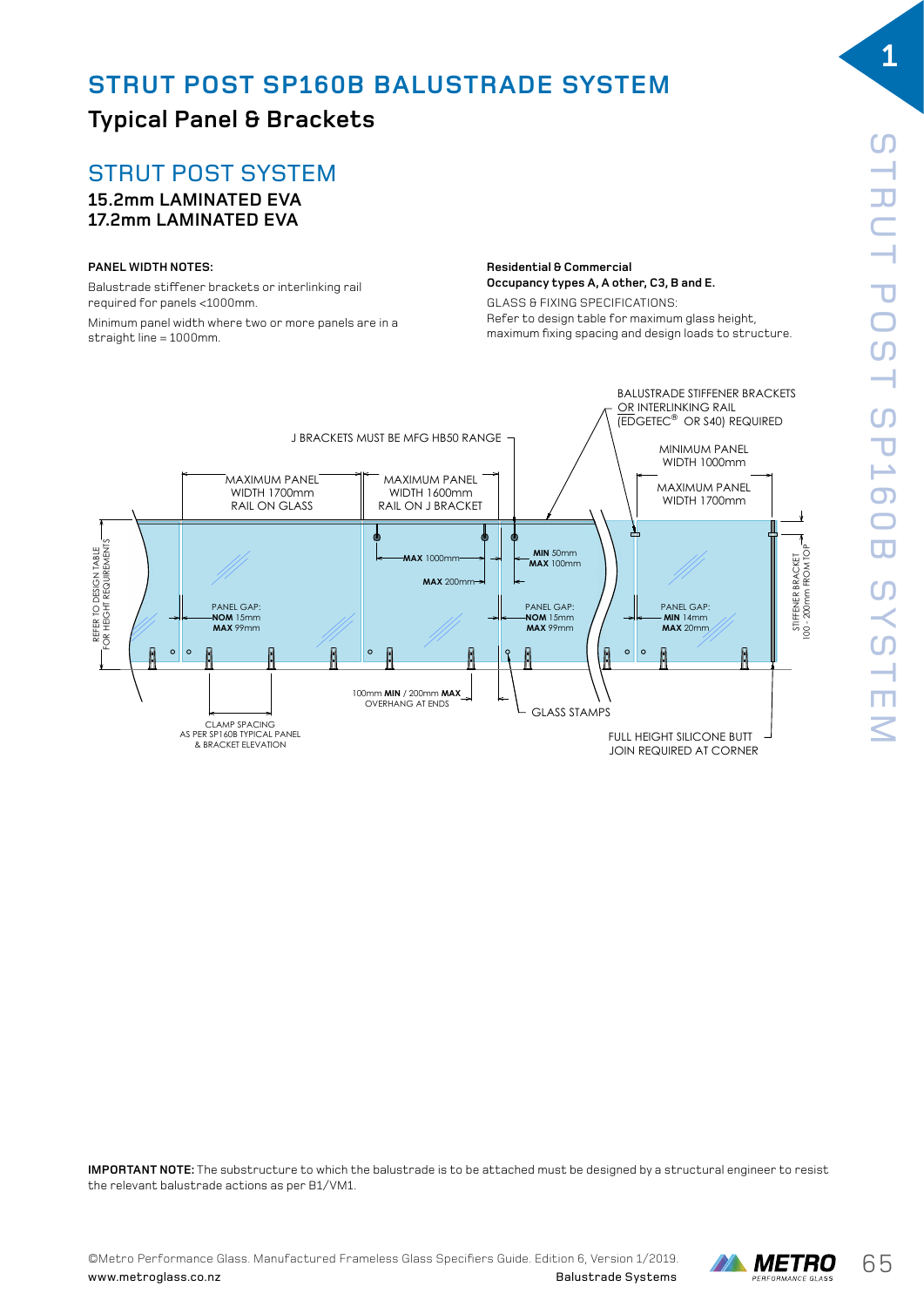# STRUT POST SP160B BALUSTRADE SYSTEM

## Typical Panel & Brackets

## STRUT POST SYSTEM

**15.2mm LAMINATED EVA**
**17.2mm LAMINATED EVA**

**PANEL WIDTH NOTES:**

Balustrade stiffener brackets or interlinking rail required for panels <1000mm.

Minimum panel width where two or more panels are in a straight line = 1000mm.

**Residential & Commercial**
**Occupancy types A, A other, C3, B and E.**

GLASS & FIXING SPECIFICATIONS:
Refer to design table for maximum glass height, maximum fixing spacing and design loads to structure.

BALUSTRADE STIFFENER BRACKETS OR INTERLINKING RAIL (EDGETEC® OR S40) REQUIRED

J BRACKETS MUST BE MFG HB50 RANGE

MINIMUM PANEL WIDTH 1000mm

MAXIMUM PANEL WIDTH 1700mm RAIL ON GLASS

MAXIMUM PANEL WIDTH 1600mm RAIL ON J BRACKET

MAXIMUM PANEL WIDTH 1700mm

REFER TO DESIGN TABLE FOR HEIGHT REQUIREMENTS

**MAX** 1000mm

**MAX** 200mm

**MIN** 50mm
**MAX** 100mm

PANEL GAP: **NOM** 15mm **MAX** 99mm

PANEL GAP: **NOM** 15mm **MAX** 99mm

PANEL GAP: **MIN** 14mm **MAX** 20mm

STIFFENER BRACKET 100 - 200mm FROM TOP

100mm **MIN** / 200mm **MAX** OVERHANG AT ENDS

GLASS STAMPS

CLAMP SPACING AS PER SP160B TYPICAL PANEL & BRACKET ELEVATION

FULL HEIGHT SILICONE BUTT JOIN REQUIRED AT CORNER

**IMPORTANT NOTE:** The substructure to which the balustrade is to be attached must be designed by a structural engineer to resist the relevant balustrade actions as per B1/VM1.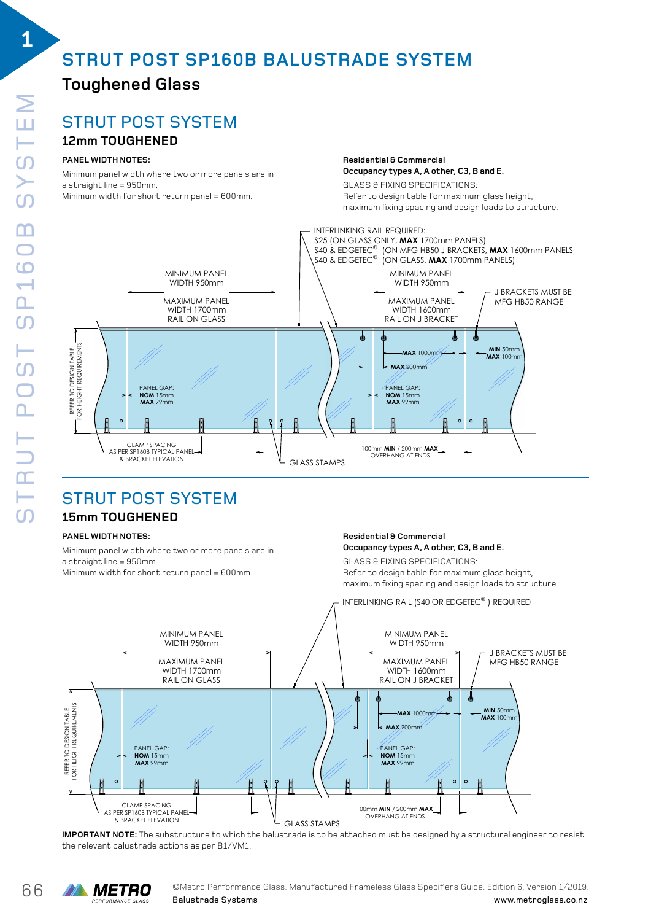# STRUT POST SP160B BALUSTRADE SYSTEM

## Toughened Glass

## STRUT POST SYSTEM

### 12mm TOUGHENED

**PANEL WIDTH NOTES:**

Minimum panel width where two or more panels are in a straight line = 950mm.
Minimum width for short return panel = 600mm.

**Residential & Commercial**
**Occupancy types A, A other, C3, B and E.**

GLASS & FIXING SPECIFICATIONS:
Refer to design table for maximum glass height, maximum fixing spacing and design loads to structure.

INTERLINKING RAIL REQUIRED:
S25 (ON GLASS ONLY, **MAX** 1700mm PANELS)
S40 & EDGETEC® (ON MFG HB50 J BRACKETS, **MAX** 1600mm PANELS
S40 & EDGETEC® (ON GLASS, **MAX** 1700mm PANELS)

MINIMUM PANEL WIDTH 950mm

MAXIMUM PANEL WIDTH 1700mm RAIL ON GLASS

MINIMUM PANEL WIDTH 950mm

MAXIMUM PANEL WIDTH 1600mm RAIL ON J BRACKET

J BRACKETS MUST BE MFG HB50 RANGE

**MAX** 1000mm

**MAX** 200mm

**MIN** 50mm **MAX** 100mm

REFER TO DESIGN TABLE FOR HEIGHT REQUIREMENTS

PANEL GAP: **NOM** 15mm **MAX** 99mm

PANEL GAP: **NOM** 15mm **MAX** 99mm

CLAMP SPACING AS PER SP160B TYPICAL PANEL & BRACKET ELEVATION

100mm **MIN** / 200mm **MAX** OVERHANG AT ENDS

GLASS STAMPS

## STRUT POST SYSTEM

### 15mm TOUGHENED

**PANEL WIDTH NOTES:**

Minimum panel width where two or more panels are in a straight line = 950mm.
Minimum width for short return panel = 600mm.

**Residential & Commercial**
**Occupancy types A, A other, C3, B and E.**

GLASS & FIXING SPECIFICATIONS:
Refer to design table for maximum glass height, maximum fixing spacing and design loads to structure.

INTERLINKING RAIL (S40 OR EDGETEC®) REQUIRED

MINIMUM PANEL WIDTH 950mm

MAXIMUM PANEL WIDTH 1700mm RAIL ON GLASS

MINIMUM PANEL WIDTH 950mm

MAXIMUM PANEL WIDTH 1600mm RAIL ON J BRACKET

J BRACKETS MUST BE MFG HB50 RANGE

**MAX** 1000mm

**MAX** 200mm

**MIN** 50mm **MAX** 100mm

REFER TO DESIGN TABLE FOR HEIGHT REQUIREMENTS

PANEL GAP: **NOM** 15mm **MAX** 99mm

PANEL GAP: **NOM** 15mm **MAX** 99mm

CLAMP SPACING AS PER SP160B TYPICAL PANEL & BRACKET ELEVATION

100mm **MIN** / 200mm **MAX** OVERHANG AT ENDS

GLASS STAMPS

**IMPORTANT NOTE:** The substructure to which the balustrade is to be attached must be designed by a structural engineer to resist the relevant balustrade actions as per B1/VM1.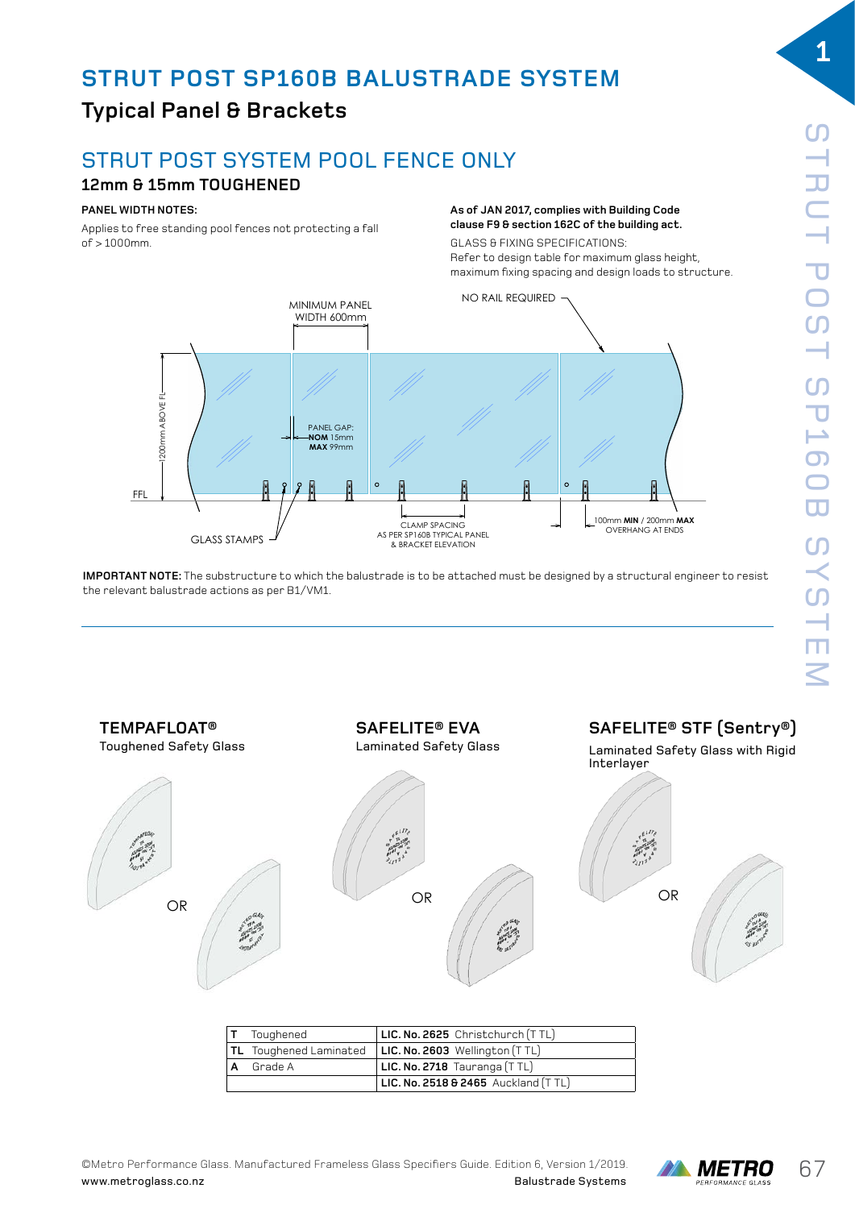# STRUT POST SP160B BALUSTRADE SYSTEM

## Typical Panel & Brackets

## STRUT POST SYSTEM POOL FENCE ONLY

### 12mm & 15mm TOUGHENED

**PANEL WIDTH NOTES:**

Applies to free standing pool fences not protecting a fall of > 1000mm.

**As of JAN 2017, complies with Building Code clause F9 & section 162C of the building act.**

GLASS & FIXING SPECIFICATIONS:
Refer to design table for maximum glass height, maximum fixing spacing and design loads to structure.

MINIMUM PANEL WIDTH 600mm

NO RAIL REQUIRED

1200mm ABOVE FL

FFL

PANEL GAP:
**NOM** 15mm
**MAX** 99mm

GLASS STAMPS

CLAMP SPACING
AS PER SP160B TYPICAL PANEL & BRACKET ELEVATION

100mm **MIN** / 200mm **MAX**
OVERHANG AT ENDS

**IMPORTANT NOTE:** The substructure to which the balustrade is to be attached must be designed by a structural engineer to resist the relevant balustrade actions as per B1/VM1.

---

**TEMPAFLOAT®**
Toughened Safety Glass

OR

**SAFELITE® EVA**
Laminated Safety Glass

OR

**SAFELITE® STF (Sentry®)**
Laminated Safety Glass with Rigid Interlayer

OR

| | | |
|---|---|---|
| T | Toughened | **LIC. No. 2625** Christchurch (T TL) |
| TL | Toughened Laminated | **LIC. No. 2603** Wellington (T TL) |
| A | Grade A | **LIC. No. 2718** Tauranga (T TL) |
| | | **LIC. No. 2518 & 2465** Auckland (T TL) |